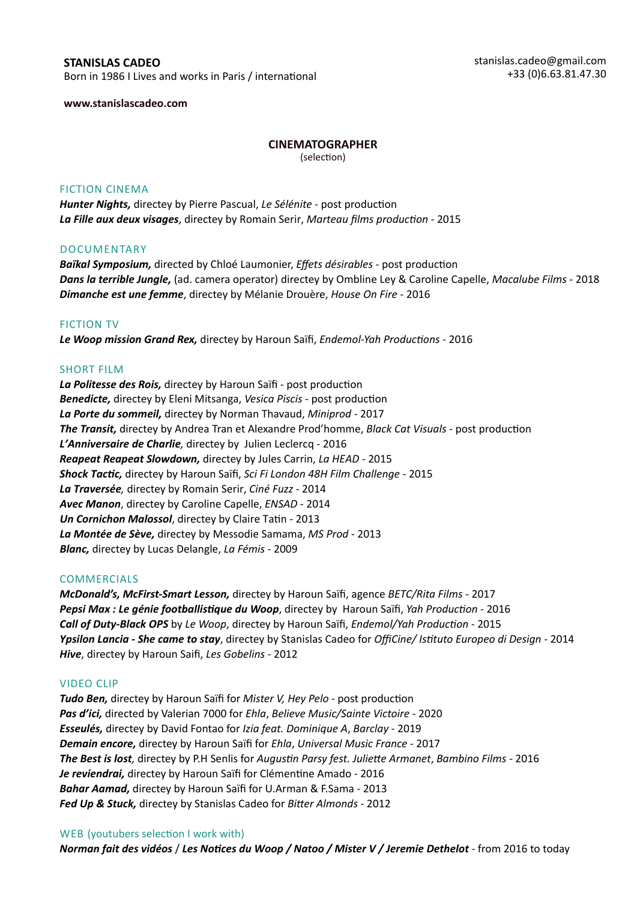**STANISLAS CADEO**
Born in 1986 I Lives and works in Paris / international

stanislas.cadeo@gmail.com
+33 (0)6.63.81.47.30

**www.stanislascadeo.com**

## CINEMATOGRAPHER
(selection)

### FICTION CINEMA

***Hunter Nights,*** directey by Pierre Pascual, *Le Sélénite* - post production
***La Fille aux deux visages***, directey by Romain Serir, *Marteau films production* - 2015

### DOCUMENTARY

***Baïkal Symposium,*** directed by Chloé Laumonier, *Effets désirables* - post production
***Dans la terrible Jungle,*** (ad. camera operator) directey by Ombline Ley & Caroline Capelle, *Macalube Films* - 2018
***Dimanche est une femme***, directey by Mélanie Drouère, *House On Fire* - 2016

### FICTION TV

***Le Woop mission Grand Rex,*** directey by Haroun Saïfi, *Endemol-Yah Productions* - 2016

### SHORT FILM

***La Politesse des Rois,*** directey by Haroun Saïfi - post production
***Benedicte,*** directey by Eleni Mitsanga, *Vesica Piscis* - post production
***La Porte du sommeil,*** directey by Norman Thavaud, *Miniprod* - 2017
***The Transit,*** directey by Andrea Tran et Alexandre Prod'homme, *Black Cat Visuals* - post production
***L'Anniversaire de Charlie,*** directey by  Julien Leclercq - 2016
***Reapeat Reapeat Slowdown,*** directey by Jules Carrin, *La HEAD* - 2015
***Shock Tactic,*** directey by Haroun Saïfi, *Sci Fi London 48H Film Challenge* - 2015
***La Traversée,*** directey by Romain Serir, *Ciné Fuzz* - 2014
***Avec Manon***, directey by Caroline Capelle, *ENSAD* - 2014
***Un Cornichon Malossol***, directey by Claire Tatin - 2013
***La Montée de Sève,*** directey by Messodie Samama, *MS Prod* - 2013
***Blanc,*** directey by Lucas Delangle, *La Fémis* - 2009

### COMMERCIALS

***McDonald's, McFirst-Smart Lesson,*** directey by Haroun Saïfi, agence *BETC/Rita Films* - 2017
***Pepsi Max : Le génie footballistique du Woop***, directey by  Haroun Saïfi, *Yah Production* - 2016
***Call of Duty-Black OPS*** by *Le Woop*, directey by Haroun Saïfi, *Endemol/Yah Production* - 2015
***Ypsilon Lancia - She came to stay***, directey by Stanislas Cadeo for *OffiCine/ Istituto Europeo di Design* - 2014
***Hive***, directey by Haroun Saifi, *Les Gobelins* - 2012

### VIDEO CLIP

***Tudo Ben,*** directey by Haroun Saïfi for *Mister V, Hey Pelo* - post production
***Pas d'ici,*** directed by Valerian 7000 for *Ehla*, *Believe Music/Sainte Victoire* - 2020
***Esseulés,*** directey by David Fontao for *Izia feat. Dominique A*, *Barclay* - 2019
***Demain encore,*** directey by Haroun Saïfi for *Ehla*, *Universal Music France* - 2017
***The Best is lost,*** directey by P.H Senlis for *Augustin Parsy fest. Juliette Armanet*, *Bambino Films* - 2016
***Je reviendrai,*** directey by Haroun Saïfi for Clémentine Amado - 2016
***Bahar Aamad,*** directey by Haroun Saïfi for U.Arman & F.Sama - 2013
***Fed Up & Stuck,*** directey by Stanislas Cadeo for *Bitter Almonds* - 2012

### WEB (youtubers selection I work with)

***Norman fait des vidéos*** / ***Les Notices du Woop / Natoo / Mister V / Jeremie Dethelot*** - from 2016 to today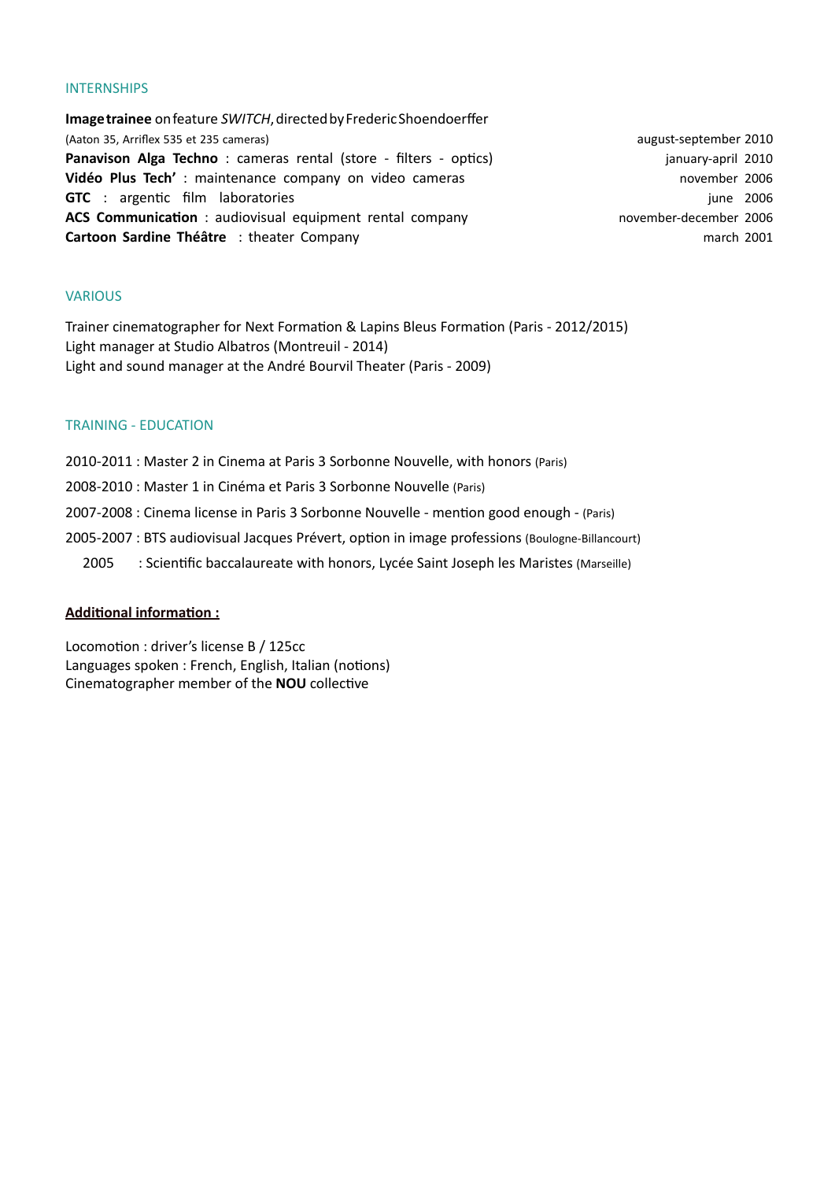## INTERNSHIPS

**Image trainee** on feature *SWITCH*, directed by Frederic Shoendoerffer
(Aaton 35, Arriflex 535 et 235 cameras) — august-september 2010
**Panavison Alga Techno** : cameras rental (store - filters - optics) — january-april 2010
**Vidéo Plus Tech'** : maintenance company on video cameras — november 2006
**GTC** : argentic film laboratories — june 2006
**ACS Communication** : audiovisual equipment rental company — november-december 2006
**Cartoon Sardine Théâtre** : theater Company — march 2001

## VARIOUS

Trainer cinematographer for Next Formation & Lapins Bleus Formation (Paris - 2012/2015)
Light manager at Studio Albatros (Montreuil - 2014)
Light and sound manager at the André Bourvil Theater (Paris - 2009)

## TRAINING - EDUCATION

2010-2011 : Master 2 in Cinema at Paris 3 Sorbonne Nouvelle, with honors (Paris)

2008-2010 : Master 1 in Cinéma et Paris 3 Sorbonne Nouvelle (Paris)

2007-2008 : Cinema license in Paris 3 Sorbonne Nouvelle - mention good enough - (Paris)

2005-2007 : BTS audiovisual Jacques Prévert, option in image professions (Boulogne-Billancourt)

2005 : Scientific baccalaureate with honors, Lycée Saint Joseph les Maristes (Marseille)

**Additional information :**

Locomotion : driver's license B / 125cc
Languages spoken : French, English, Italian (notions)
Cinematographer member of the **NOU** collective